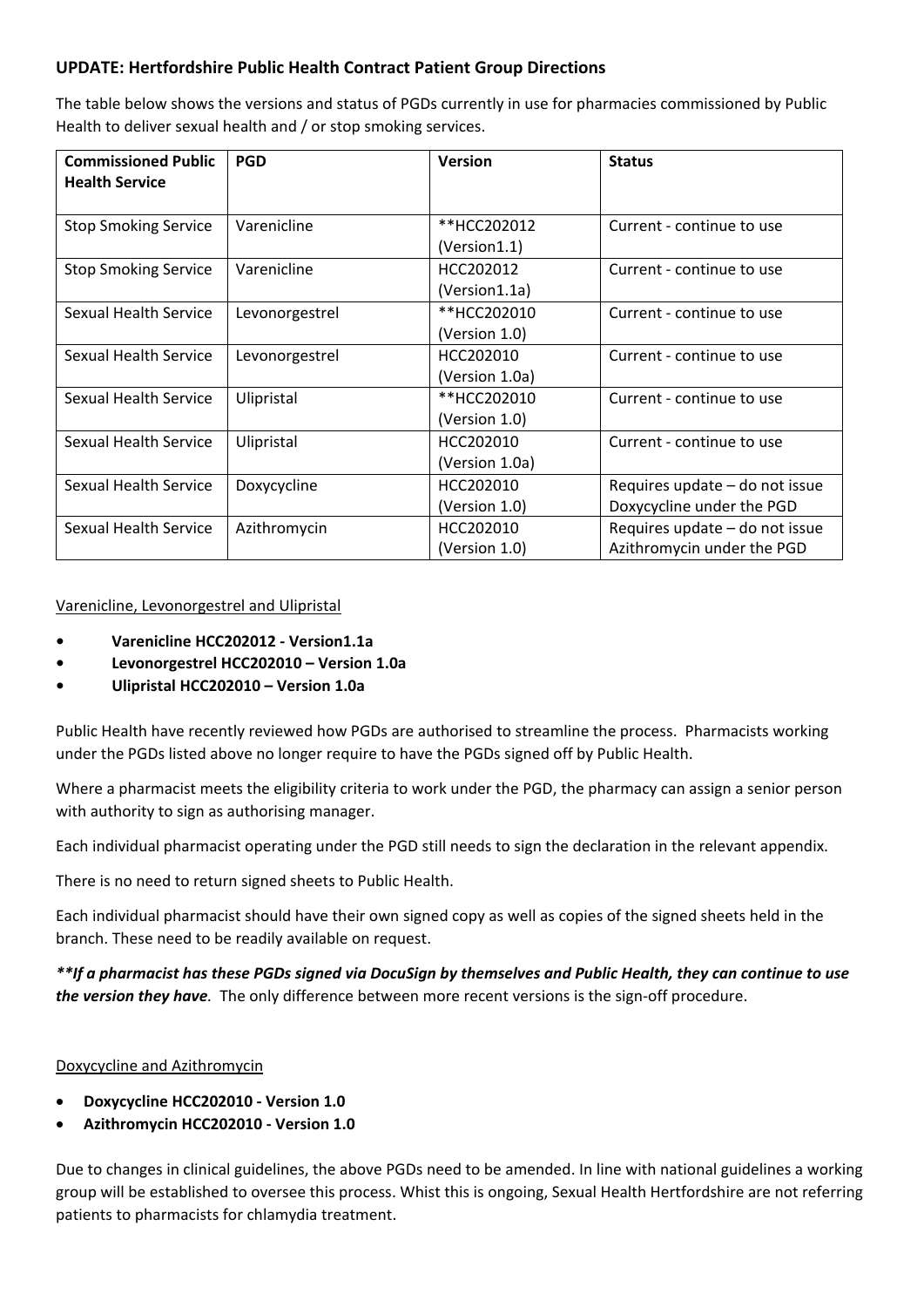**UPDATE: Hertfordshire Public Health Contract Patient Group Directions**

The table below shows the versions and status of PGDs currently in use for pharmacies commissioned by Public Health to deliver sexual health and / or stop smoking services.

| Commissioned Public Health Service | PGD | Version | Status |
|---|---|---|---|
| Stop Smoking Service | Varenicline | **HCC202012 (Version1.1) | Current - continue to use |
| Stop Smoking Service | Varenicline | HCC202012 (Version1.1a) | Current - continue to use |
| Sexual Health Service | Levonorgestrel | **HCC202010 (Version 1.0) | Current - continue to use |
| Sexual Health Service | Levonorgestrel | HCC202010 (Version 1.0a) | Current - continue to use |
| Sexual Health Service | Ulipristal | **HCC202010 (Version 1.0) | Current - continue to use |
| Sexual Health Service | Ulipristal | HCC202010 (Version 1.0a) | Current - continue to use |
| Sexual Health Service | Doxycycline | HCC202010 (Version 1.0) | Requires update – do not issue Doxycycline under the PGD |
| Sexual Health Service | Azithromycin | HCC202010 (Version 1.0) | Requires update – do not issue Azithromycin under the PGD |

Varenicline, Levonorgestrel and Ulipristal

- **Varenicline HCC202012 - Version1.1a**
- **Levonorgestrel HCC202010 – Version 1.0a**
- **Ulipristal HCC202010 – Version 1.0a**

Public Health have recently reviewed how PGDs are authorised to streamline the process. Pharmacists working under the PGDs listed above no longer require to have the PGDs signed off by Public Health.

Where a pharmacist meets the eligibility criteria to work under the PGD, the pharmacy can assign a senior person with authority to sign as authorising manager.

Each individual pharmacist operating under the PGD still needs to sign the declaration in the relevant appendix.

There is no need to return signed sheets to Public Health.

Each individual pharmacist should have their own signed copy as well as copies of the signed sheets held in the branch. These need to be readily available on request.

***\*If a pharmacist has these PGDs signed via DocuSign by themselves and Public Health, they can continue to use the version they have.*** The only difference between more recent versions is the sign-off procedure.

Doxycycline and Azithromycin

- **Doxycycline HCC202010 - Version 1.0**
- **Azithromycin HCC202010 - Version 1.0**

Due to changes in clinical guidelines, the above PGDs need to be amended. In line with national guidelines a working group will be established to oversee this process. Whist this is ongoing, Sexual Health Hertfordshire are not referring patients to pharmacists for chlamydia treatment.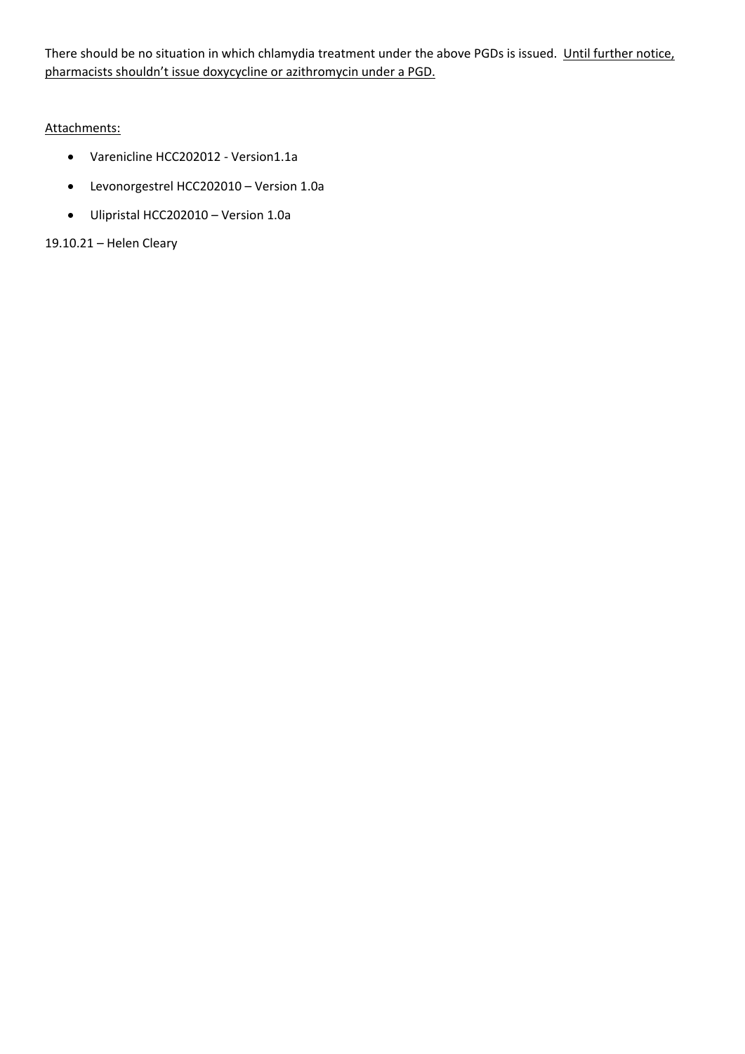There should be no situation in which chlamydia treatment under the above PGDs is issued. <u>Until further notice, pharmacists shouldn't issue doxycycline or azithromycin under a PGD.</u>

<u>Attachments:</u>

- Varenicline HCC202012 - Version1.1a
- Levonorgestrel HCC202010 – Version 1.0a
- Ulipristal HCC202010 – Version 1.0a

19.10.21 – Helen Cleary